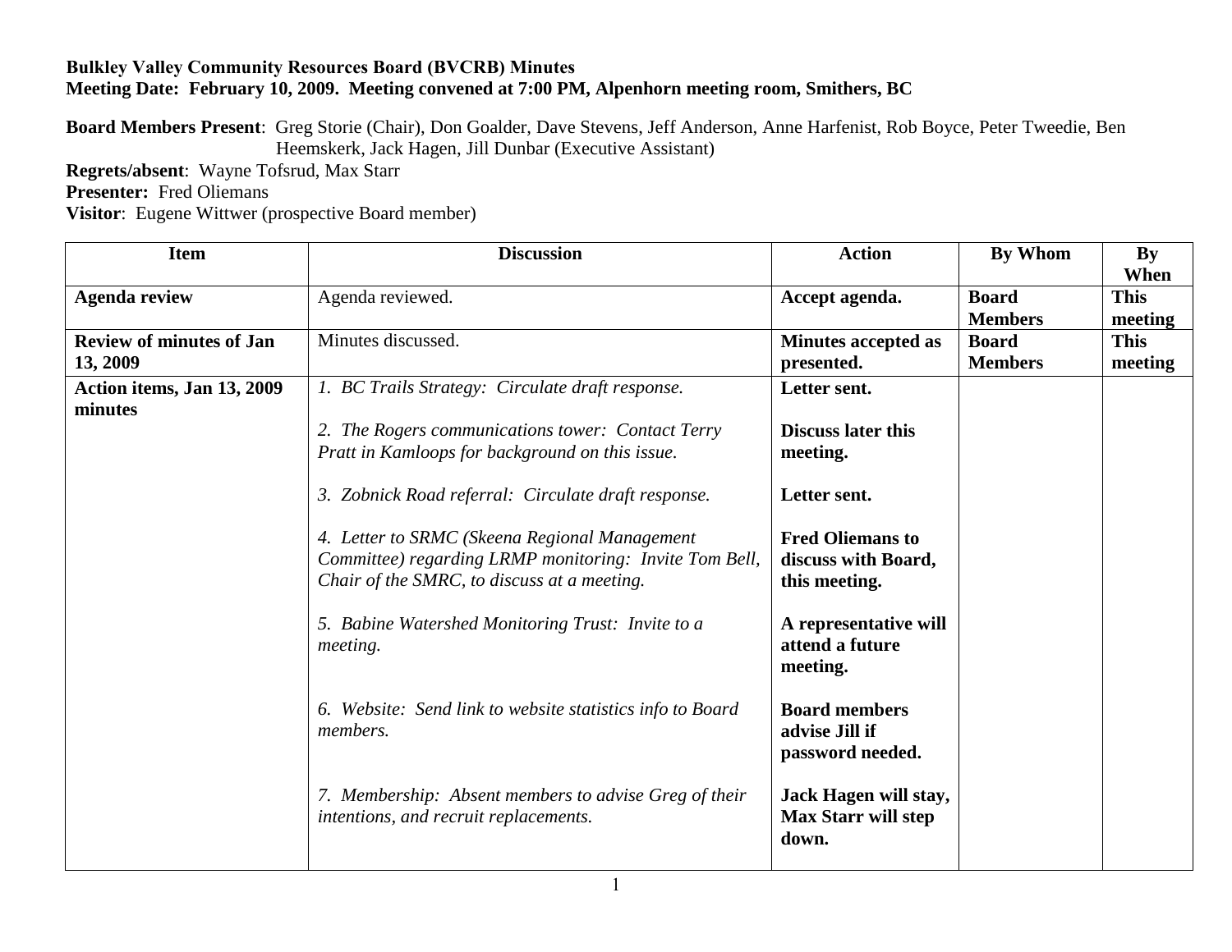**Bulkley Valley Community Resources Board (BVCRB) Minutes**
**Meeting Date: February 10, 2009. Meeting convened at 7:00 PM, Alpenhorn meeting room, Smithers, BC**

**Board Members Present**: Greg Storie (Chair), Don Goalder, Dave Stevens, Jeff Anderson, Anne Harfenist, Rob Boyce, Peter Tweedie, Ben Heemskerk, Jack Hagen, Jill Dunbar (Executive Assistant)
**Regrets/absent**: Wayne Tofsrud, Max Starr
**Presenter:** Fred Oliemans
**Visitor**: Eugene Wittwer (prospective Board member)

| Item | Discussion | Action | By Whom | By When |
|---|---|---|---|---|
| **Agenda review** | Agenda reviewed. | **Accept agenda.** | **Board Members** | **This meeting** |
| **Review of minutes of Jan 13, 2009** | Minutes discussed. | **Minutes accepted as presented.** | **Board Members** | **This meeting** |
| **Action items, Jan 13, 2009 minutes** | *1. BC Trails Strategy: Circulate draft response.* | **Letter sent.** | | |
| | *2. The Rogers communications tower: Contact Terry Pratt in Kamloops for background on this issue.* | **Discuss later this meeting.** | | |
| | *3. Zobnick Road referral: Circulate draft response.* | **Letter sent.** | | |
| | *4. Letter to SRMC (Skeena Regional Management Committee) regarding LRMP monitoring: Invite Tom Bell, Chair of the SMRC, to discuss at a meeting.* | **Fred Oliemans to discuss with Board, this meeting.** | | |
| | *5. Babine Watershed Monitoring Trust: Invite to a meeting.* | **A representative will attend a future meeting.** | | |
| | *6. Website: Send link to website statistics info to Board members.* | **Board members advise Jill if password needed.** | | |
| | *7. Membership: Absent members to advise Greg of their intentions, and recruit replacements.* | **Jack Hagen will stay, Max Starr will step down.** | | |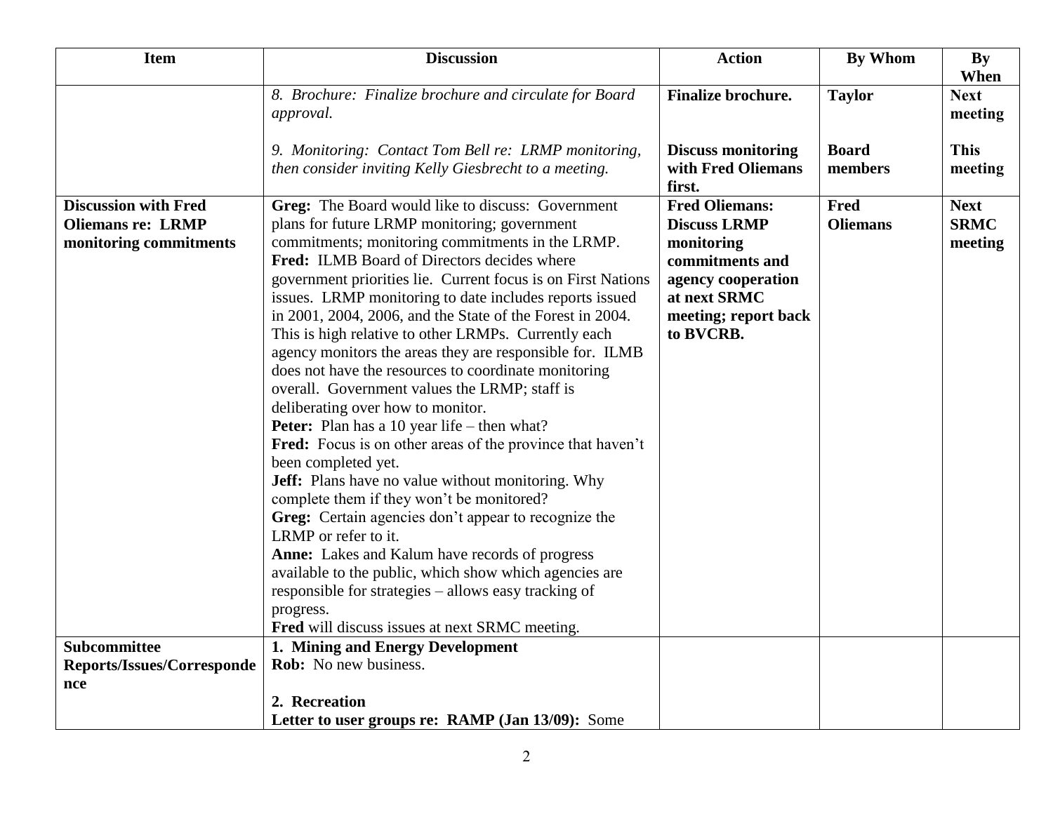| Item | Discussion | Action | By Whom | By When |
|---|---|---|---|---|
| | *8. Brochure: Finalize brochure and circulate for Board approval.*<br><br>*9. Monitoring: Contact Tom Bell re: LRMP monitoring, then consider inviting Kelly Giesbrecht to a meeting.* | **Finalize brochure.**<br><br>**Discuss monitoring with Fred Oliemans first.** | **Taylor**<br><br>**Board members** | **Next meeting**<br><br>**This meeting** |
| **Discussion with Fred Oliemans re: LRMP monitoring commitments** | **Greg:** The Board would like to discuss: Government plans for future LRMP monitoring; government commitments; monitoring commitments in the LRMP.<br>**Fred:** ILMB Board of Directors decides where government priorities lie. Current focus is on First Nations issues. LRMP monitoring to date includes reports issued in 2001, 2004, 2006, and the State of the Forest in 2004. This is high relative to other LRMPs. Currently each agency monitors the areas they are responsible for. ILMB does not have the resources to coordinate monitoring overall. Government values the LRMP; staff is deliberating over how to monitor.<br>**Peter:** Plan has a 10 year life – then what?<br>**Fred:** Focus is on other areas of the province that haven't been completed yet.<br>**Jeff:** Plans have no value without monitoring. Why complete them if they won't be monitored?<br>**Greg:** Certain agencies don't appear to recognize the LRMP or refer to it.<br>**Anne:** Lakes and Kalum have records of progress available to the public, which show which agencies are responsible for strategies – allows easy tracking of progress.<br>**Fred** will discuss issues at next SRMC meeting. | **Fred Oliemans: Discuss LRMP monitoring commitments and agency cooperation at next SRMC meeting; report back to BVCRB.** | **Fred Oliemans** | **Next SRMC meeting** |
| **Subcommittee Reports/Issues/Correspondence** | **1. Mining and Energy Development**<br>**Rob:** No new business.<br><br>**2. Recreation**<br>**Letter to user groups re: RAMP (Jan 13/09):** Some | | | |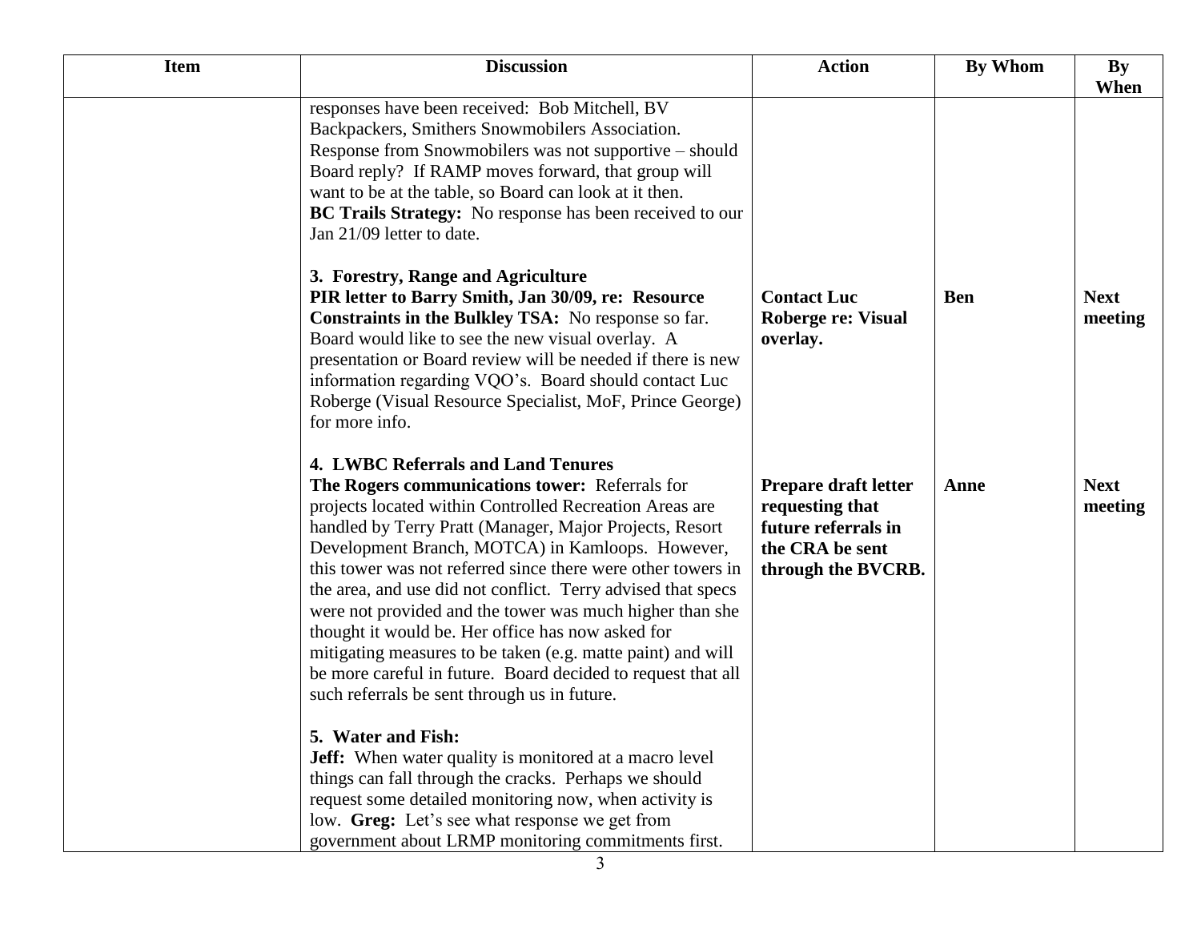| Item | Discussion | Action | By Whom | By When |
|---|---|---|---|---|
| | responses have been received: Bob Mitchell, BV Backpackers, Smithers Snowmobilers Association. Response from Snowmobilers was not supportive – should Board reply? If RAMP moves forward, that group will want to be at the table, so Board can look at it then.<br>**BC Trails Strategy:** No response has been received to our Jan 21/09 letter to date. | | | |
| | **3. Forestry, Range and Agriculture**<br>**PIR letter to Barry Smith, Jan 30/09, re: Resource Constraints in the Bulkley TSA:** No response so far. Board would like to see the new visual overlay. A presentation or Board review will be needed if there is new information regarding VQO's. Board should contact Luc Roberge (Visual Resource Specialist, MoF, Prince George) for more info. | **Contact Luc Roberge re: Visual overlay.** | **Ben** | **Next meeting** |
| | **4. LWBC Referrals and Land Tenures**<br>**The Rogers communications tower:** Referrals for projects located within Controlled Recreation Areas are handled by Terry Pratt (Manager, Major Projects, Resort Development Branch, MOTCA) in Kamloops. However, this tower was not referred since there were other towers in the area, and use did not conflict. Terry advised that specs were not provided and the tower was much higher than she thought it would be. Her office has now asked for mitigating measures to be taken (e.g. matte paint) and will be more careful in future. Board decided to request that all such referrals be sent through us in future. | **Prepare draft letter requesting that future referrals in the CRA be sent through the BVCRB.** | **Anne** | **Next meeting** |
| | **5. Water and Fish:**<br>**Jeff:** When water quality is monitored at a macro level things can fall through the cracks. Perhaps we should request some detailed monitoring now, when activity is low. **Greg:** Let's see what response we get from government about LRMP monitoring commitments first. | | | |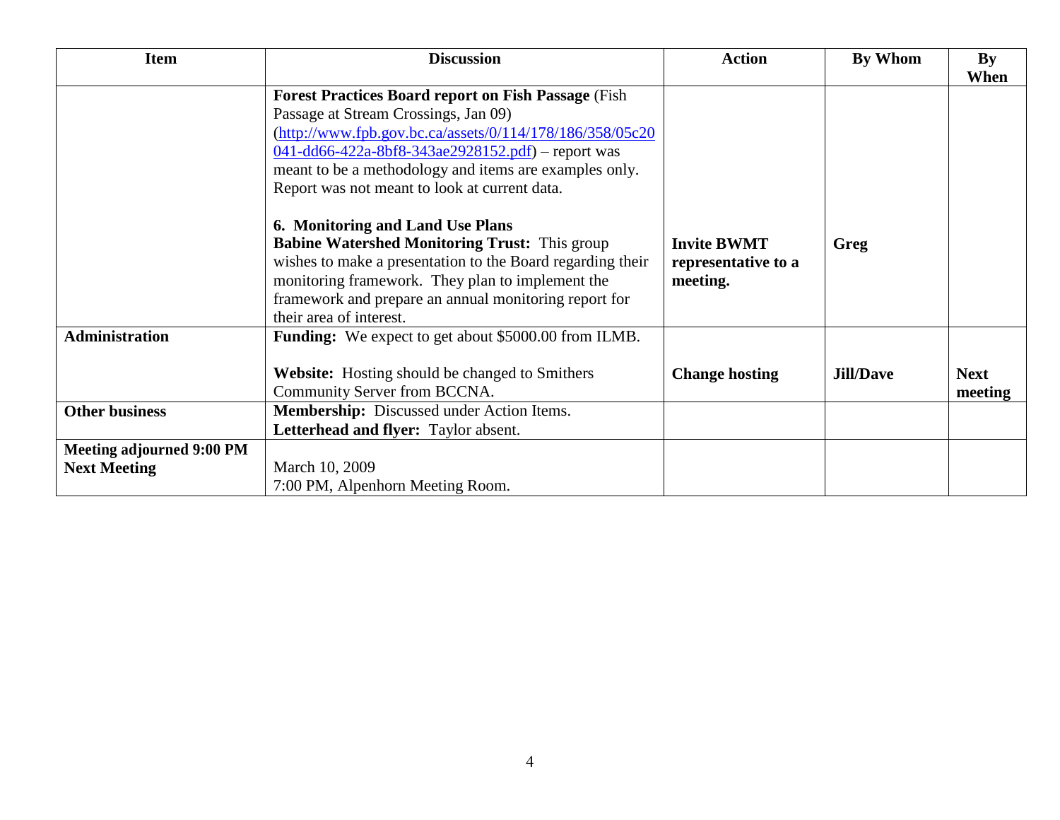| Item | Discussion | Action | By Whom | By When |
|---|---|---|---|---|
| | **Forest Practices Board report on Fish Passage** (Fish Passage at Stream Crossings, Jan 09) (http://www.fpb.gov.bc.ca/assets/0/114/178/186/358/05c20041-dd66-422a-8bf8-343ae2928152.pdf) – report was meant to be a methodology and items are examples only. Report was not meant to look at current data.<br><br>**6. Monitoring and Land Use Plans**<br>**Babine Watershed Monitoring Trust:** This group wishes to make a presentation to the Board regarding their monitoring framework. They plan to implement the framework and prepare an annual monitoring report for their area of interest. | **Invite BWMT representative to a meeting.** | **Greg** | |
| **Administration** | **Funding:** We expect to get about $5000.00 from ILMB.<br><br>**Website:** Hosting should be changed to Smithers Community Server from BCCNA. | **Change hosting** | **Jill/Dave** | **Next meeting** |
| **Other business** | **Membership:** Discussed under Action Items.<br>**Letterhead and flyer:** Taylor absent. | | | |
| **Meeting adjourned 9:00 PM**<br>**Next Meeting** | March 10, 2009<br>7:00 PM, Alpenhorn Meeting Room. | | | |